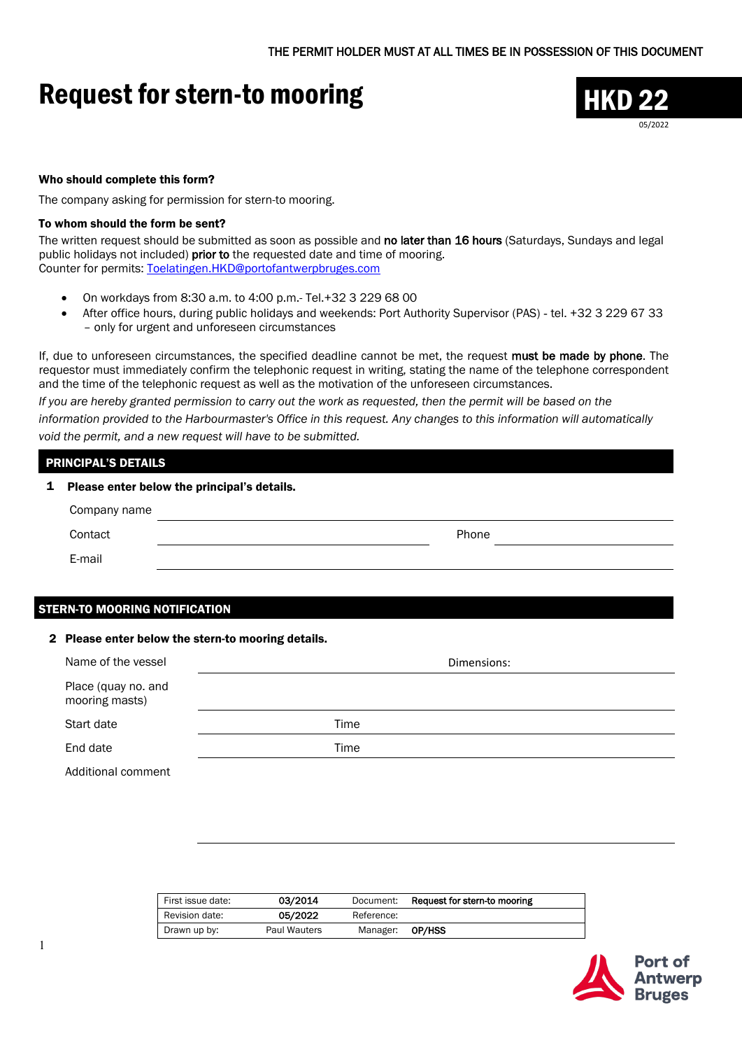THE PERMIT HOLDER MUST AT ALL TIMES BE IN POSSESSION OF THIS DOCUMENT

# Request for stern-to mooring

**HKD 22**

05/2022

**Who should complete this form?**

The company asking for permission for stern-to mooring.

**To whom should the form be sent?**

The written request should be submitted as soon as possible and **no later than 16 hours** (Saturdays, Sundays and legal public holidays not included) **prior to** the requested date and time of mooring.
Counter for permits: Toelatingen.HKD@portofantwerpbruges.com

- On workdays from 8:30 a.m. to 4:00 p.m.- Tel.+32 3 229 68 00
- After office hours, during public holidays and weekends: Port Authority Supervisor (PAS) - tel. +32 3 229 67 33 – only for urgent and unforeseen circumstances

If, due to unforeseen circumstances, the specified deadline cannot be met, the request **must be made by phone**. The requestor must immediately confirm the telephonic request in writing, stating the name of the telephone correspondent and the time of the telephonic request as well as the motivation of the unforeseen circumstances.

*If you are hereby granted permission to carry out the work as requested, then the permit will be based on the information provided to the Harbourmaster's Office in this request. Any changes to this information will automatically void the permit, and a new request will have to be submitted.*

## PRINCIPAL'S DETAILS

**1 Please enter below the principal's details.**

Company name ______________________________

Contact ______________________ Phone ______________________

E-mail ______________________________

## STERN-TO MOORING NOTIFICATION

**2 Please enter below the stern-to mooring details.**

Name of the vessel ______________________ Dimensions: ______________________

Place (quay no. and mooring masts) ______________________________

Start date ______________________ Time ______________________

End date ______________________ Time ______________________

Additional comment ______________________________

| First issue date: | 03/2014 | Document: | Request for stern-to mooring |
|---|---|---|---|
| Revision date: | 05/2022 | Reference: | |
| Drawn up by: | Paul Wauters | Manager: | OP/HSS |

Port of Antwerp Bruges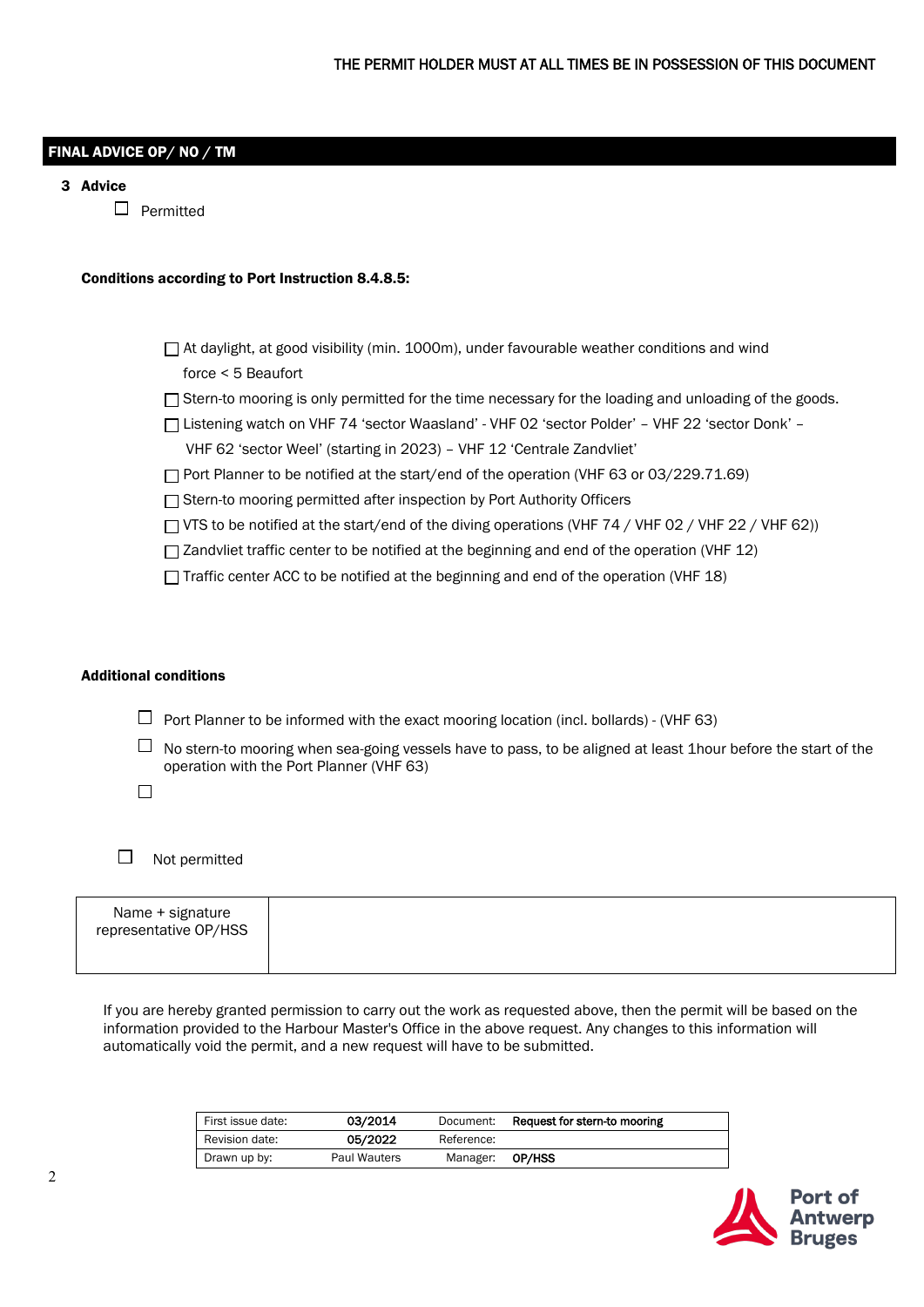THE PERMIT HOLDER MUST AT ALL TIMES BE IN POSSESSION OF THIS DOCUMENT

## FINAL ADVICE OP/ NO / TM

**3 Advice**

☐ Permitted

**Conditions according to Port Instruction 8.4.8.5:**

- ☐ At daylight, at good visibility (min. 1000m), under favourable weather conditions and wind force < 5 Beaufort
- ☐ Stern-to mooring is only permitted for the time necessary for the loading and unloading of the goods.
- ☐ Listening watch on VHF 74 'sector Waasland' - VHF 02 'sector Polder' – VHF 22 'sector Donk' – VHF 62 'sector Weel' (starting in 2023) – VHF 12 'Centrale Zandvliet'
- ☐ Port Planner to be notified at the start/end of the operation (VHF 63 or 03/229.71.69)
- ☐ Stern-to mooring permitted after inspection by Port Authority Officers
- ☐ VTS to be notified at the start/end of the diving operations (VHF 74 / VHF 02 / VHF 22 / VHF 62))
- ☐ Zandvliet traffic center to be notified at the beginning and end of the operation (VHF 12)
- ☐ Traffic center ACC to be notified at the beginning and end of the operation (VHF 18)

**Additional conditions**

- ☐ Port Planner to be informed with the exact mooring location (incl. bollards) - (VHF 63)
- ☐ No stern-to mooring when sea-going vessels have to pass, to be aligned at least 1hour before the start of the operation with the Port Planner (VHF 63)
- ☐

☐ Not permitted

| | |
|---|---|
| Name + signature representative OP/HSS | |

If you are hereby granted permission to carry out the work as requested above, then the permit will be based on the information provided to the Harbour Master's Office in the above request. Any changes to this information will automatically void the permit, and a new request will have to be submitted.

| | | | |
|---|---|---|---|
| First issue date: | 03/2014 | Document: | Request for stern-to mooring |
| Revision date: | 05/2022 | Reference: | |
| Drawn up by: | Paul Wauters | Manager: | OP/HSS |

Port of Antwerp Bruges